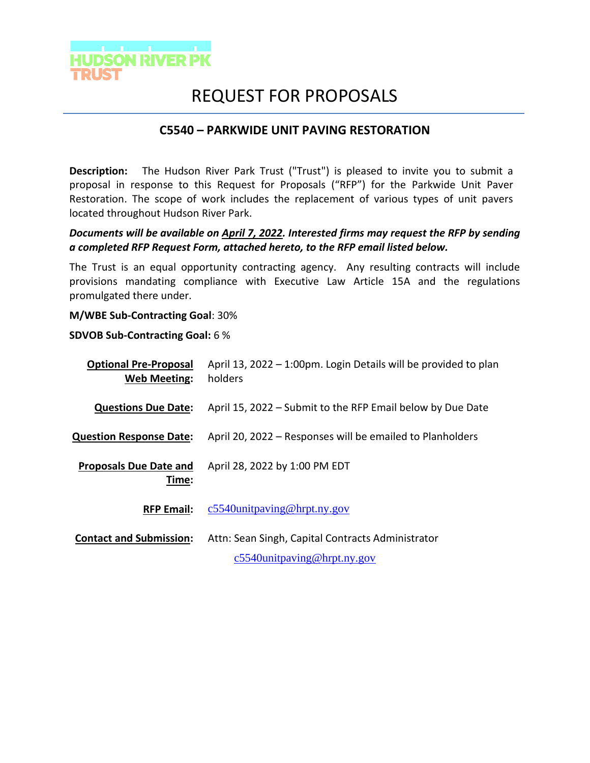HUDSON RIVER PK TRUST

# REQUEST FOR PROPOSALS

## C5540 – PARKWIDE UNIT PAVING RESTORATION

**Description:** The Hudson River Park Trust ("Trust") is pleased to invite you to submit a proposal in response to this Request for Proposals ("RFP") for the Parkwide Unit Paver Restoration. The scope of work includes the replacement of various types of unit pavers located throughout Hudson River Park.

***Documents will be available on April 7, 2022. Interested firms may request the RFP by sending a completed RFP Request Form, attached hereto, to the RFP email listed below.***

The Trust is an equal opportunity contracting agency. Any resulting contracts will include provisions mandating compliance with Executive Law Article 15A and the regulations promulgated there under.

**M/WBE Sub-Contracting Goal**: 30%

**SDVOB Sub-Contracting Goal:** 6 %

| | |
|---|---|
| **Optional Pre-Proposal Web Meeting:** | April 13, 2022 – 1:00pm. Login Details will be provided to plan holders |
| **Questions Due Date:** | April 15, 2022 – Submit to the RFP Email below by Due Date |
| **Question Response Date:** | April 20, 2022 – Responses will be emailed to Planholders |
| **Proposals Due Date and Time:** | April 28, 2022 by 1:00 PM EDT |
| **RFP Email:** | c5540unitpaving@hrpt.ny.gov |
| **Contact and Submission:** | Attn: Sean Singh, Capital Contracts Administrator<br>c5540unitpaving@hrpt.ny.gov |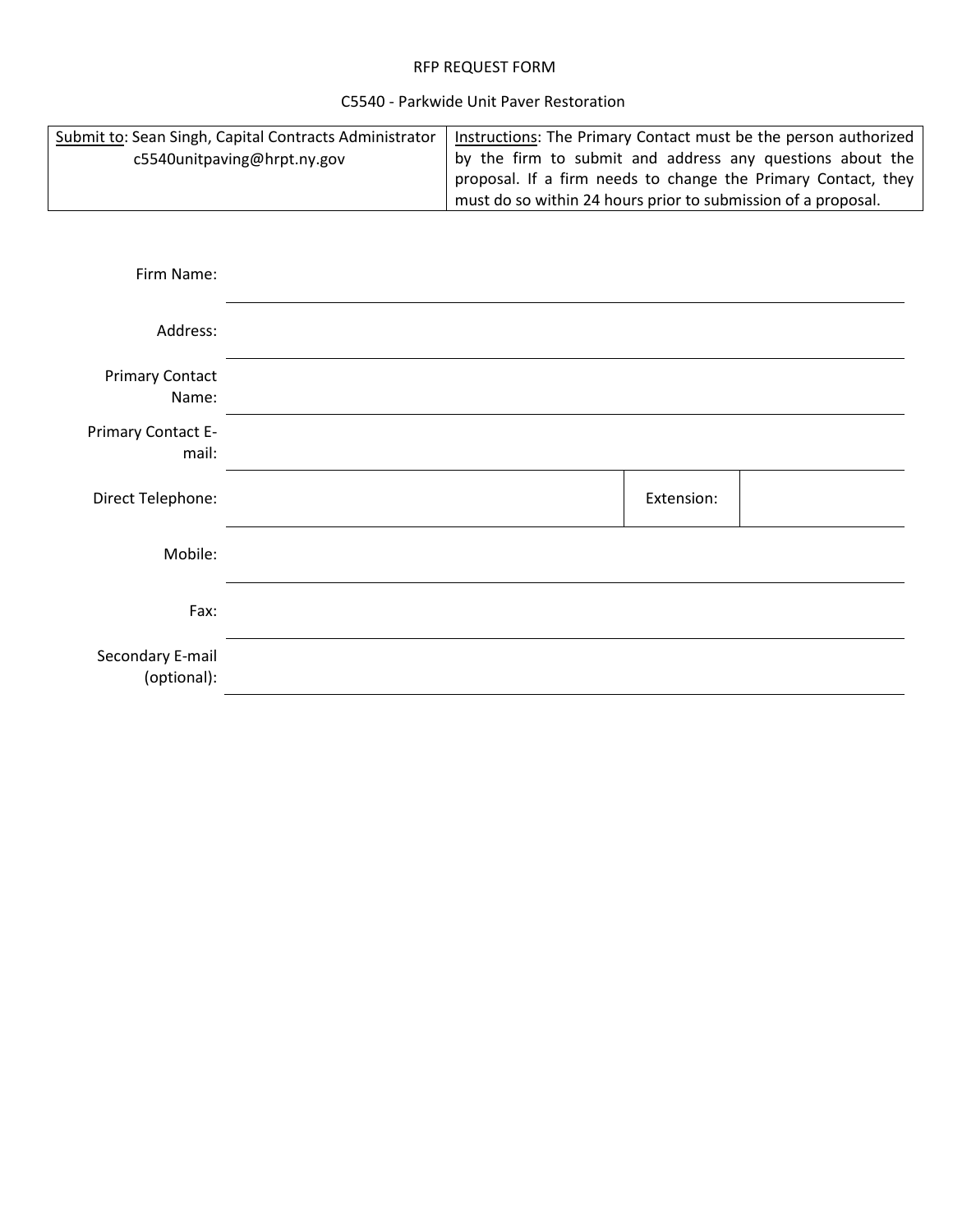RFP REQUEST FORM

C5540 - Parkwide Unit Paver Restoration

| | |
|---|---|
| Submit to: Sean Singh, Capital Contracts Administrator c5540unitpaving@hrpt.ny.gov | Instructions: The Primary Contact must be the person authorized by the firm to submit and address any questions about the proposal. If a firm needs to change the Primary Contact, they must do so within 24 hours prior to submission of a proposal. |

| | | | |
|---|---|---|---|
| Firm Name: | | | |
| Address: | | | |
| Primary Contact Name: | | | |
| Primary Contact E-mail: | | | |
| Direct Telephone: | | Extension: | |
| Mobile: | | | |
| Fax: | | | |
| Secondary E-mail (optional): | | | |